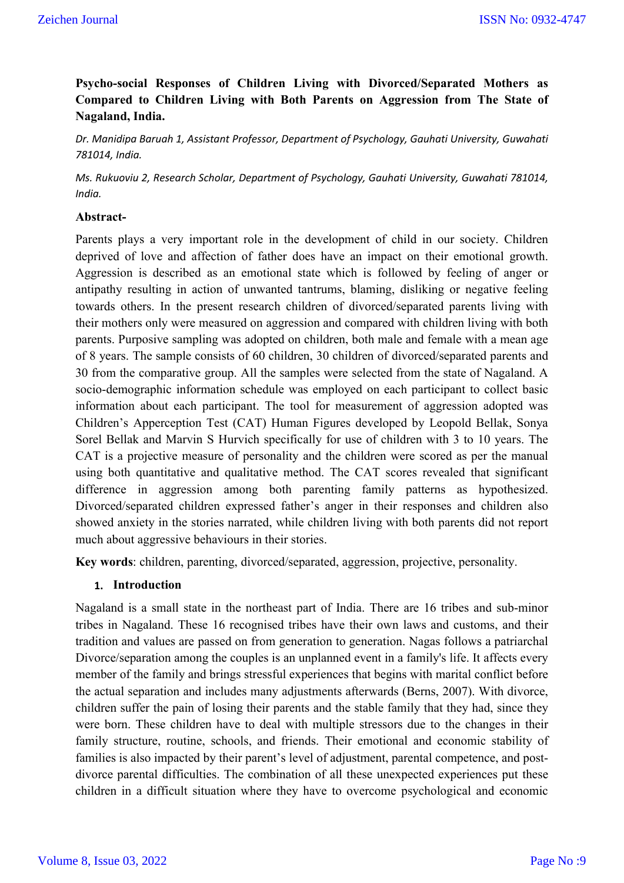# Psycho-social Responses of Children Living with Divorced/Separated Mothers as Compared to Children Living with Both Parents on Aggression from The State of Nagaland, India.

*Dr. Manidipa Baruah 1, Assistant Professor, Department of Psychology, Gauhati University, Guwahati 781014, India.*

*Ms. Rukuoviu 2, Research Scholar, Department of Psychology, Gauhati University, Guwahati 781014, India.*

**Abstract-**

Parents plays a very important role in the development of child in our society. Children deprived of love and affection of father does have an impact on their emotional growth. Aggression is described as an emotional state which is followed by feeling of anger or antipathy resulting in action of unwanted tantrums, blaming, disliking or negative feeling towards others. In the present research children of divorced/separated parents living with their mothers only were measured on aggression and compared with children living with both parents. Purposive sampling was adopted on children, both male and female with a mean age of 8 years. The sample consists of 60 children, 30 children of divorced/separated parents and 30 from the comparative group. All the samples were selected from the state of Nagaland. A socio-demographic information schedule was employed on each participant to collect basic information about each participant. The tool for measurement of aggression adopted was Children's Apperception Test (CAT) Human Figures developed by Leopold Bellak, Sonya Sorel Bellak and Marvin S Hurvich specifically for use of children with 3 to 10 years. The CAT is a projective measure of personality and the children were scored as per the manual using both quantitative and qualitative method. The CAT scores revealed that significant difference in aggression among both parenting family patterns as hypothesized. Divorced/separated children expressed father's anger in their responses and children also showed anxiety in the stories narrated, while children living with both parents did not report much about aggressive behaviours in their stories.

**Key words**: children, parenting, divorced/separated, aggression, projective, personality.

## 1. Introduction

Nagaland is a small state in the northeast part of India. There are 16 tribes and sub-minor tribes in Nagaland. These 16 recognised tribes have their own laws and customs, and their tradition and values are passed on from generation to generation. Nagas follows a patriarchal Divorce/separation among the couples is an unplanned event in a family's life. It affects every member of the family and brings stressful experiences that begins with marital conflict before the actual separation and includes many adjustments afterwards (Berns, 2007). With divorce, children suffer the pain of losing their parents and the stable family that they had, since they were born. These children have to deal with multiple stressors due to the changes in their family structure, routine, schools, and friends. Their emotional and economic stability of families is also impacted by their parent's level of adjustment, parental competence, and post-divorce parental difficulties. The combination of all these unexpected experiences put these children in a difficult situation where they have to overcome psychological and economic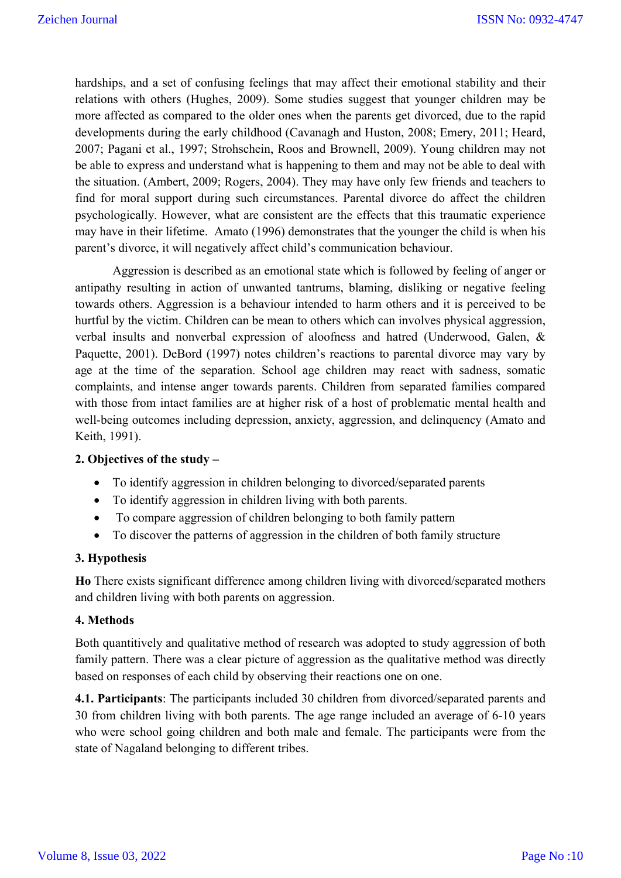hardships, and a set of confusing feelings that may affect their emotional stability and their relations with others (Hughes, 2009). Some studies suggest that younger children may be more affected as compared to the older ones when the parents get divorced, due to the rapid developments during the early childhood (Cavanagh and Huston, 2008; Emery, 2011; Heard, 2007; Pagani et al., 1997; Strohschein, Roos and Brownell, 2009). Young children may not be able to express and understand what is happening to them and may not be able to deal with the situation. (Ambert, 2009; Rogers, 2004). They may have only few friends and teachers to find for moral support during such circumstances. Parental divorce do affect the children psychologically. However, what are consistent are the effects that this traumatic experience may have in their lifetime. Amato (1996) demonstrates that the younger the child is when his parent's divorce, it will negatively affect child's communication behaviour.

Aggression is described as an emotional state which is followed by feeling of anger or antipathy resulting in action of unwanted tantrums, blaming, disliking or negative feeling towards others. Aggression is a behaviour intended to harm others and it is perceived to be hurtful by the victim. Children can be mean to others which can involves physical aggression, verbal insults and nonverbal expression of aloofness and hatred (Underwood, Galen, & Paquette, 2001). DeBord (1997) notes children's reactions to parental divorce may vary by age at the time of the separation. School age children may react with sadness, somatic complaints, and intense anger towards parents. Children from separated families compared with those from intact families are at higher risk of a host of problematic mental health and well-being outcomes including depression, anxiety, aggression, and delinquency (Amato and Keith, 1991).

## 2. Objectives of the study –

- To identify aggression in children belonging to divorced/separated parents
- To identify aggression in children living with both parents.
- To compare aggression of children belonging to both family pattern
- To discover the patterns of aggression in the children of both family structure

## 3. Hypothesis

**Ho** There exists significant difference among children living with divorced/separated mothers and children living with both parents on aggression.

## 4. Methods

Both quantitively and qualitative method of research was adopted to study aggression of both family pattern. There was a clear picture of aggression as the qualitative method was directly based on responses of each child by observing their reactions one on one.

**4.1. Participants**: The participants included 30 children from divorced/separated parents and 30 from children living with both parents. The age range included an average of 6-10 years who were school going children and both male and female. The participants were from the state of Nagaland belonging to different tribes.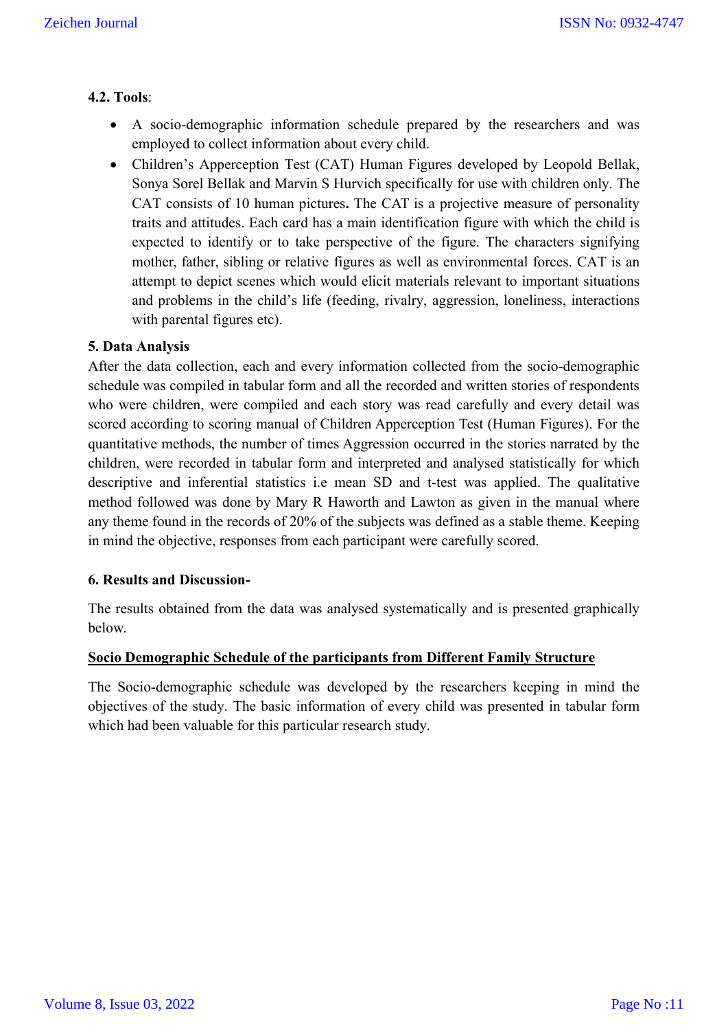**4.2. Tools**:

- A socio-demographic information schedule prepared by the researchers and was employed to collect information about every child.
- Children's Apperception Test (CAT) Human Figures developed by Leopold Bellak, Sonya Sorel Bellak and Marvin S Hurvich specifically for use with children only. The CAT consists of 10 human pictures**.** The CAT is a projective measure of personality traits and attitudes. Each card has a main identification figure with which the child is expected to identify or to take perspective of the figure. The characters signifying mother, father, sibling or relative figures as well as environmental forces. CAT is an attempt to depict scenes which would elicit materials relevant to important situations and problems in the child's life (feeding, rivalry, aggression, loneliness, interactions with parental figures etc).

**5. Data Analysis**

After the data collection, each and every information collected from the socio-demographic schedule was compiled in tabular form and all the recorded and written stories of respondents who were children, were compiled and each story was read carefully and every detail was scored according to scoring manual of Children Apperception Test (Human Figures). For the quantitative methods, the number of times Aggression occurred in the stories narrated by the children, were recorded in tabular form and interpreted and analysed statistically for which descriptive and inferential statistics i.e mean SD and t-test was applied. The qualitative method followed was done by Mary R Haworth and Lawton as given in the manual where any theme found in the records of 20% of the subjects was defined as a stable theme. Keeping in mind the objective, responses from each participant were carefully scored.

**6. Results and Discussion-**

The results obtained from the data was analysed systematically and is presented graphically below.

**<u>Socio Demographic Schedule of the participants from Different Family Structure</u>**

The Socio-demographic schedule was developed by the researchers keeping in mind the objectives of the study. The basic information of every child was presented in tabular form which had been valuable for this particular research study.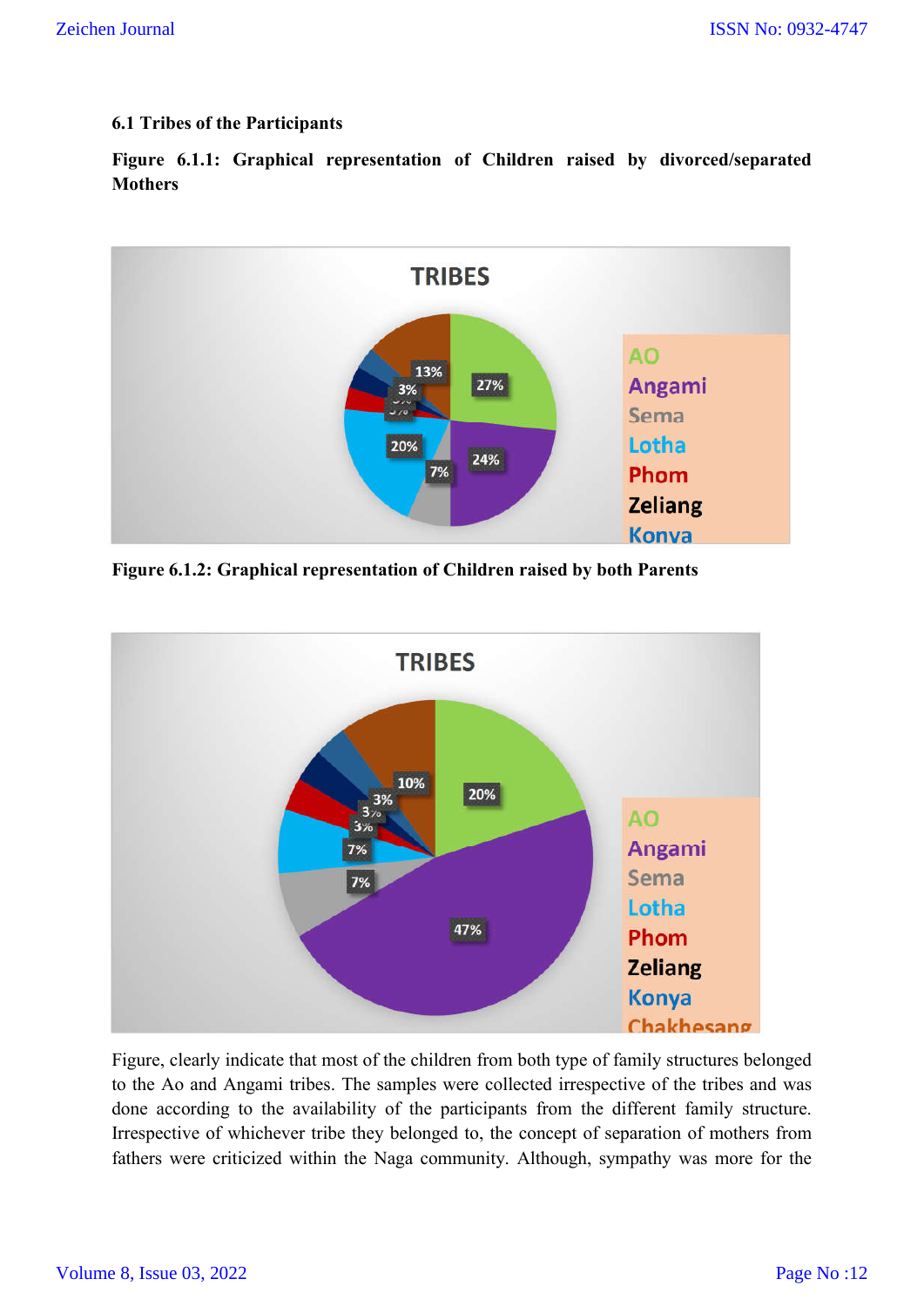### 6.1 Tribes of the Participants

**Figure 6.1.1: Graphical representation of Children raised by divorced/separated Mothers**

**Figure 6.1.2: Graphical representation of Children raised by both Parents**

Figure, clearly indicate that most of the children from both type of family structures belonged to the Ao and Angami tribes. The samples were collected irrespective of the tribes and was done according to the availability of the participants from the different family structure. Irrespective of whichever tribe they belonged to, the concept of separation of mothers from fathers were criticized within the Naga community. Although, sympathy was more for the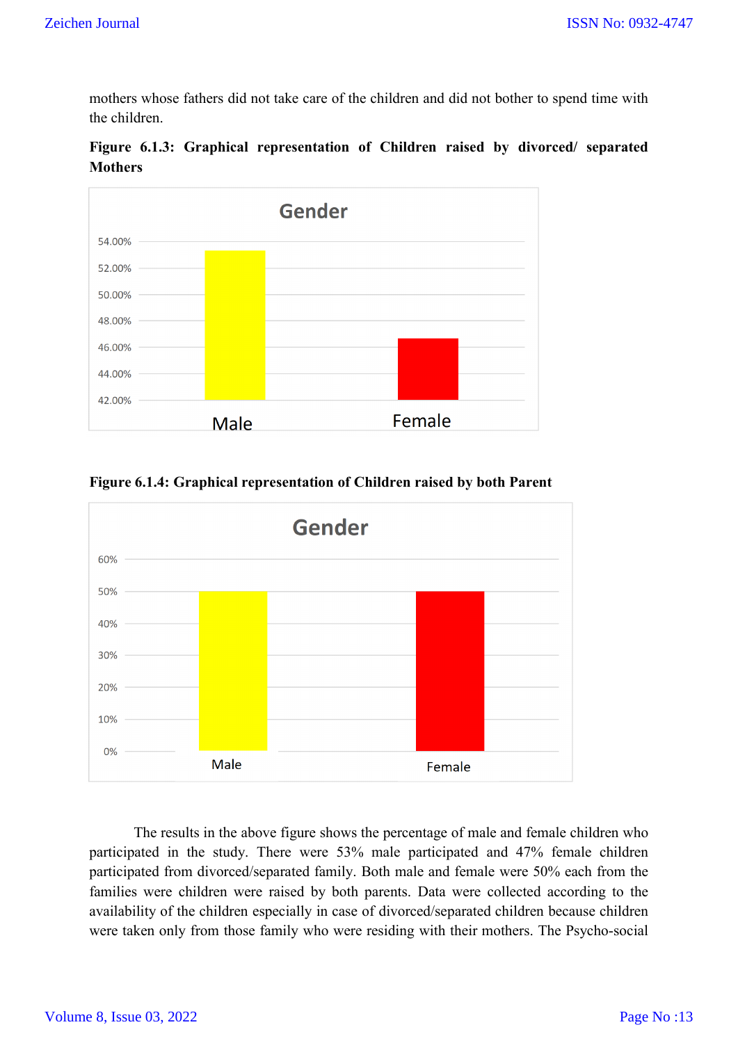mothers whose fathers did not take care of the children and did not bother to spend time with the children.

**Figure 6.1.3: Graphical representation of Children raised by divorced/ separated Mothers**

**Figure 6.1.4: Graphical representation of Children raised by both Parent**

The results in the above figure shows the percentage of male and female children who participated in the study. There were 53% male participated and 47% female children participated from divorced/separated family. Both male and female were 50% each from the families were children were raised by both parents. Data were collected according to the availability of the children especially in case of divorced/separated children because children were taken only from those family who were residing with their mothers. The Psycho-social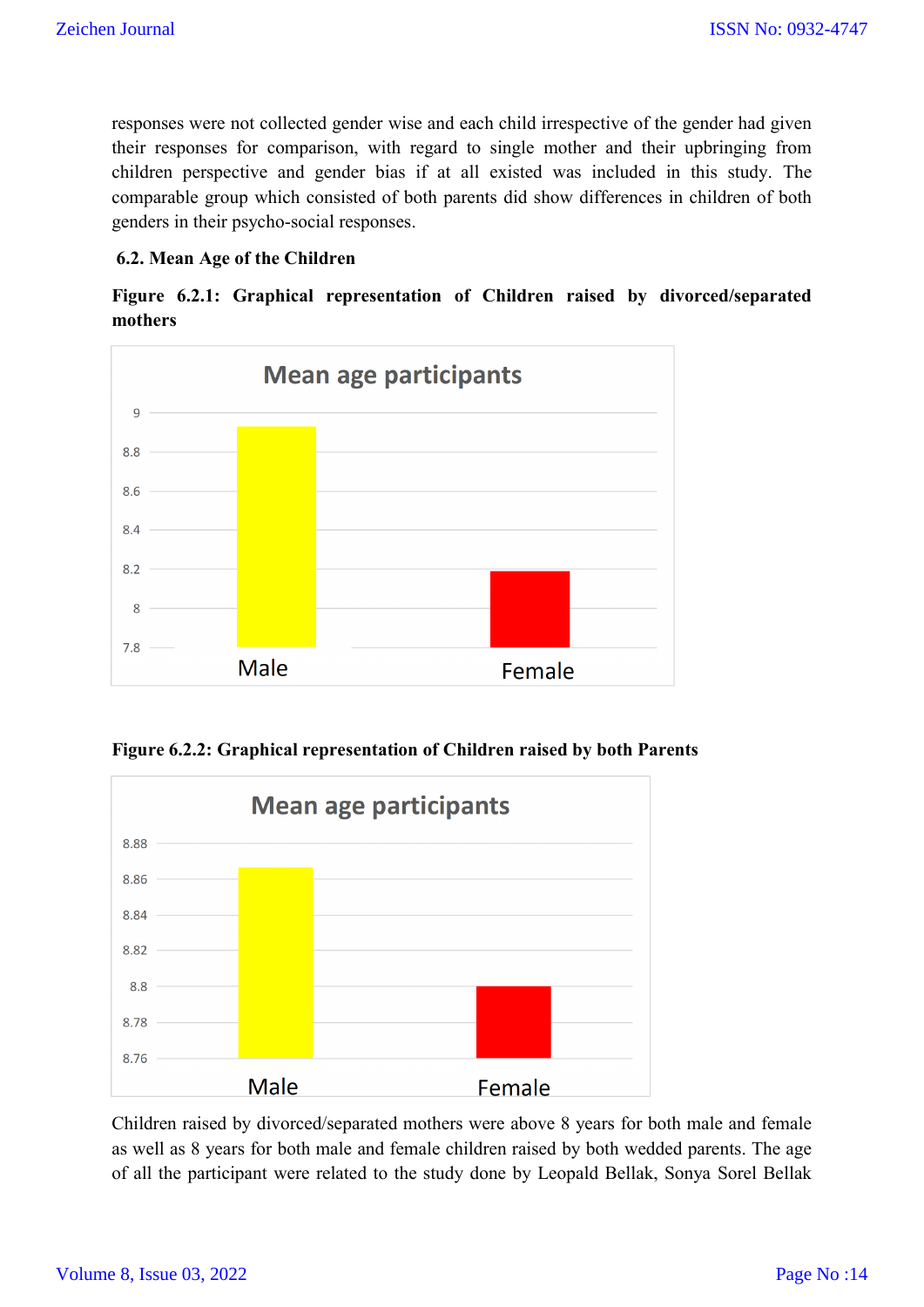responses were not collected gender wise and each child irrespective of the gender had given their responses for comparison, with regard to single mother and their upbringing from children perspective and gender bias if at all existed was included in this study. The comparable group which consisted of both parents did show differences in children of both genders in their psycho-social responses.

### 6.2. Mean Age of the Children

**Figure 6.2.1: Graphical representation of Children raised by divorced/separated mothers**

**Figure 6.2.2: Graphical representation of Children raised by both Parents**

Children raised by divorced/separated mothers were above 8 years for both male and female as well as 8 years for both male and female children raised by both wedded parents. The age of all the participant were related to the study done by Leopald Bellak, Sonya Sorel Bellak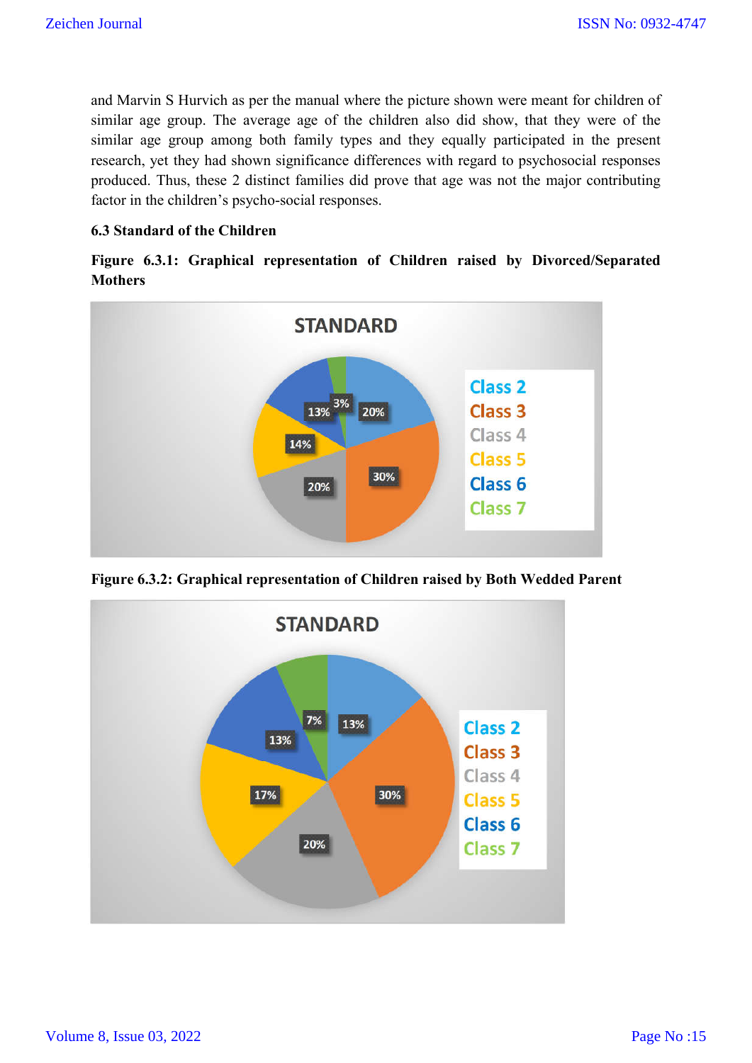and Marvin S Hurvich as per the manual where the picture shown were meant for children of similar age group. The average age of the children also did show, that they were of the similar age group among both family types and they equally participated in the present research, yet they had shown significance differences with regard to psychosocial responses produced. Thus, these 2 distinct families did prove that age was not the major contributing factor in the children's psycho-social responses.

### 6.3 Standard of the Children

**Figure 6.3.1: Graphical representation of Children raised by Divorced/Separated Mothers**

STANDARD

| Standard | Percentage |
|---|---|
| Class 2 | 20% |
| Class 3 | 30% |
| Class 4 | 20% |
| Class 5 | 14% |
| Class 6 | 13% |
| Class 7 | 3% |

**Figure 6.3.2: Graphical representation of Children raised by Both Wedded Parent**

STANDARD

| Standard | Percentage |
|---|---|
| Class 2 | 13% |
| Class 3 | 30% |
| Class 4 | 20% |
| Class 5 | 17% |
| Class 6 | 13% |
| Class 7 | 7% |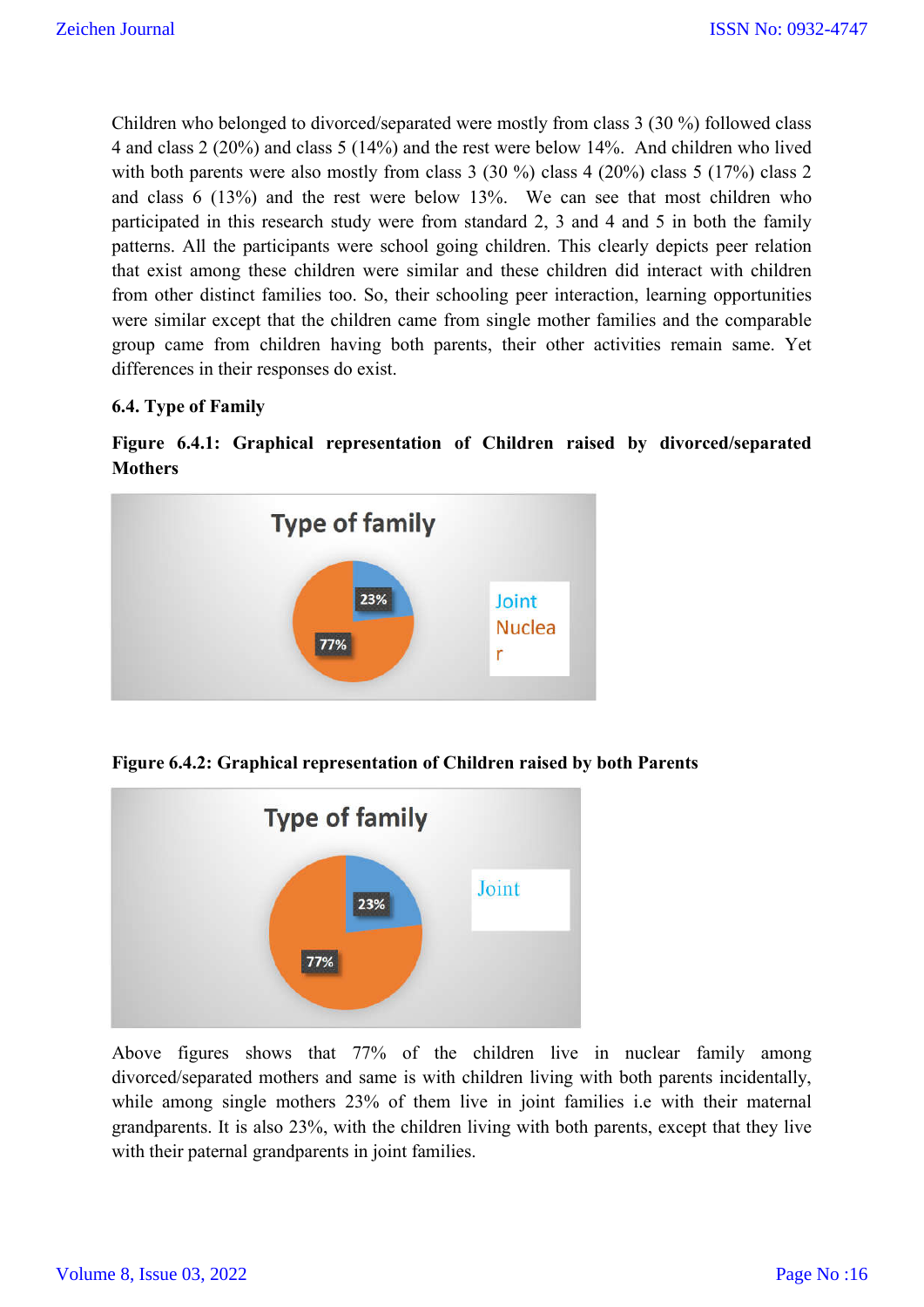Children who belonged to divorced/separated were mostly from class 3 (30 %) followed class 4 and class 2 (20%) and class 5 (14%) and the rest were below 14%. And children who lived with both parents were also mostly from class 3 (30 %) class 4 (20%) class 5 (17%) class 2 and class 6 (13%) and the rest were below 13%. We can see that most children who participated in this research study were from standard 2, 3 and 4 and 5 in both the family patterns. All the participants were school going children. This clearly depicts peer relation that exist among these children were similar and these children did interact with children from other distinct families too. So, their schooling peer interaction, learning opportunities were similar except that the children came from single mother families and the comparable group came from children having both parents, their other activities remain same. Yet differences in their responses do exist.

### 6.4. Type of Family

**Figure 6.4.1: Graphical representation of Children raised by divorced/separated Mothers**

Type of family

23%

77%

Joint

Nuclear

**Figure 6.4.2: Graphical representation of Children raised by both Parents**

Type of family

23%

77%

Joint

Above figures shows that 77% of the children live in nuclear family among divorced/separated mothers and same is with children living with both parents incidentally, while among single mothers 23% of them live in joint families i.e with their maternal grandparents. It is also 23%, with the children living with both parents, except that they live with their paternal grandparents in joint families.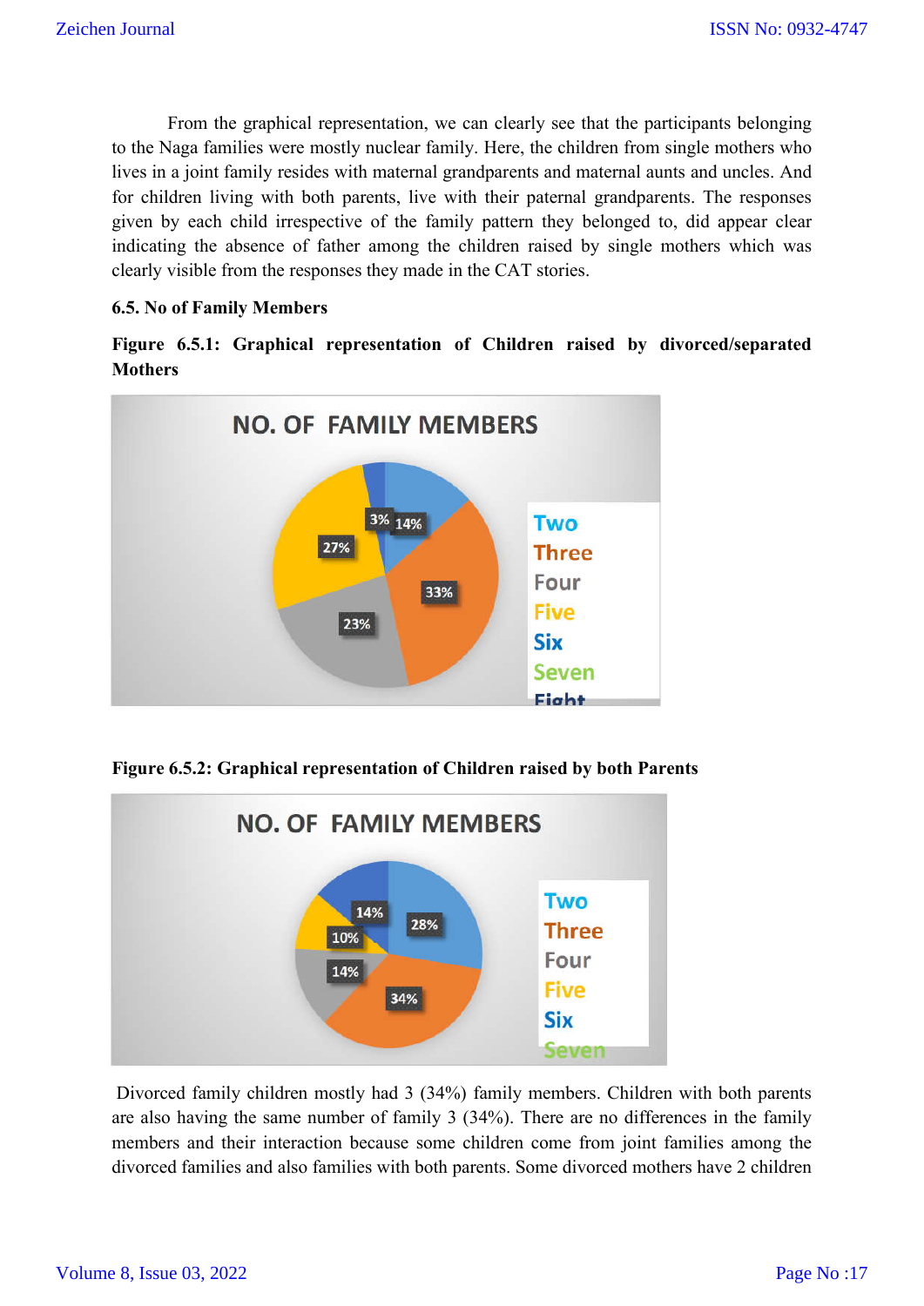From the graphical representation, we can clearly see that the participants belonging to the Naga families were mostly nuclear family. Here, the children from single mothers who lives in a joint family resides with maternal grandparents and maternal aunts and uncles. And for children living with both parents, live with their paternal grandparents. The responses given by each child irrespective of the family pattern they belonged to, did appear clear indicating the absence of father among the children raised by single mothers which was clearly visible from the responses they made in the CAT stories.

### 6.5. No of Family Members

**Figure 6.5.1: Graphical representation of Children raised by divorced/separated Mothers**

NO. OF FAMILY MEMBERS

Two, Three, Four, Five, Six, Seven, Eight

14%, 33%, 23%, 27%, 3%

**Figure 6.5.2: Graphical representation of Children raised by both Parents**

NO. OF FAMILY MEMBERS

Two, Three, Four, Five, Six, Seven

28%, 34%, 14%, 10%, 14%

Divorced family children mostly had 3 (34%) family members. Children with both parents are also having the same number of family 3 (34%). There are no differences in the family members and their interaction because some children come from joint families among the divorced families and also families with both parents. Some divorced mothers have 2 children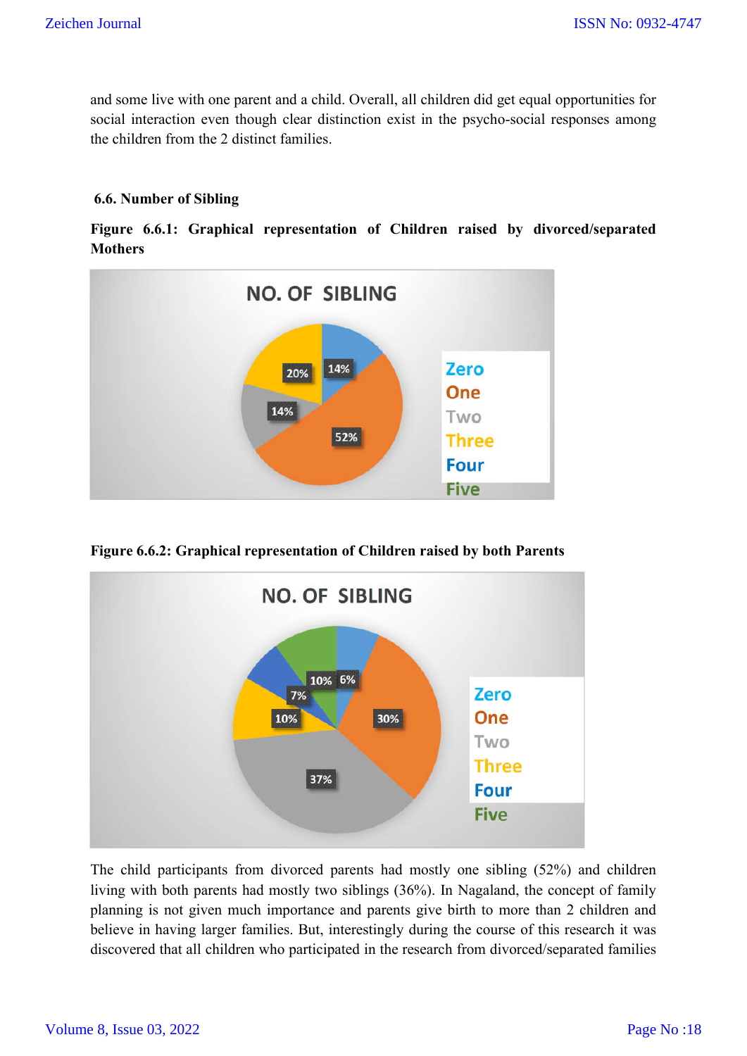and some live with one parent and a child. Overall, all children did get equal opportunities for social interaction even though clear distinction exist in the psycho-social responses among the children from the 2 distinct families.

### 6.6. Number of Sibling

**Figure 6.6.1: Graphical representation of Children raised by divorced/separated Mothers**

**Figure 6.6.2: Graphical representation of Children raised by both Parents**

The child participants from divorced parents had mostly one sibling (52%) and children living with both parents had mostly two siblings (36%). In Nagaland, the concept of family planning is not given much importance and parents give birth to more than 2 children and believe in having larger families. But, interestingly during the course of this research it was discovered that all children who participated in the research from divorced/separated families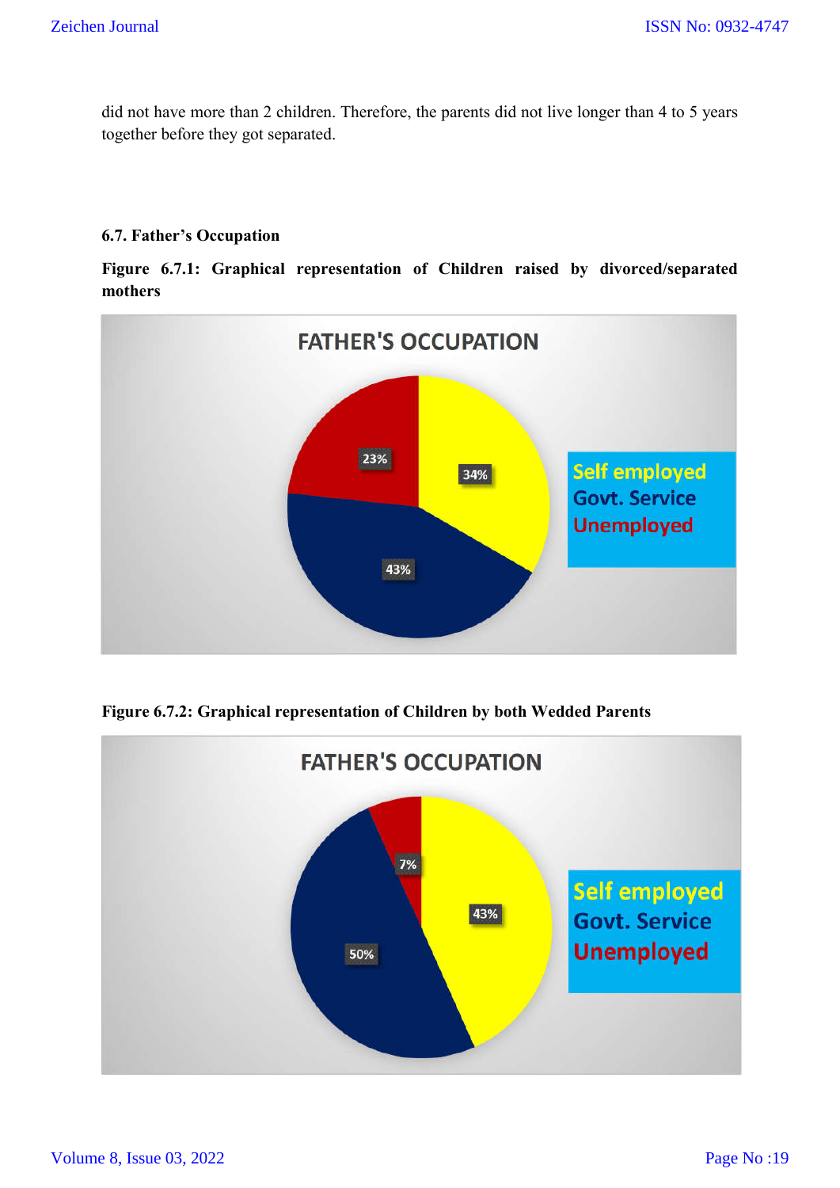did not have more than 2 children. Therefore, the parents did not live longer than 4 to 5 years together before they got separated.

### 6.7. Father's Occupation

**Figure 6.7.1: Graphical representation of Children raised by divorced/separated mothers**

FATHER'S OCCUPATION

| Father's Occupation | Percentage |
|---|---|
| Self employed | 34% |
| Govt. Service | 43% |
| Unemployed | 23% |

**Figure 6.7.2: Graphical representation of Children by both Wedded Parents**

FATHER'S OCCUPATION

| Father's Occupation | Percentage |
|---|---|
| Self employed | 43% |
| Govt. Service | 50% |
| Unemployed | 7% |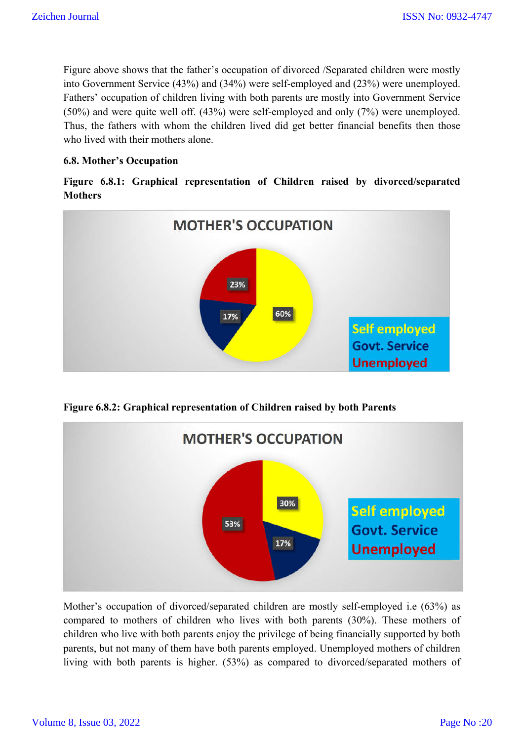Figure above shows that the father's occupation of divorced /Separated children were mostly into Government Service (43%) and (34%) were self-employed and (23%) were unemployed. Fathers' occupation of children living with both parents are mostly into Government Service (50%) and were quite well off. (43%) were self-employed and only (7%) were unemployed. Thus, the fathers with whom the children lived did get better financial benefits then those who lived with their mothers alone.

### 6.8. Mother's Occupation

**Figure 6.8.1: Graphical representation of Children raised by divorced/separated Mothers**

MOTHER'S OCCUPATION

| Category | Percentage |
|---|---|
| Self employed | 60% |
| Govt. Service | 17% |
| Unemployed | 23% |

**Figure 6.8.2: Graphical representation of Children raised by both Parents**

MOTHER'S OCCUPATION

| Category | Percentage |
|---|---|
| Self employed | 30% |
| Govt. Service | 17% |
| Unemployed | 53% |

Mother's occupation of divorced/separated children are mostly self-employed i.e (63%) as compared to mothers of children who lives with both parents (30%). These mothers of children who live with both parents enjoy the privilege of being financially supported by both parents, but not many of them have both parents employed. Unemployed mothers of children living with both parents is higher. (53%) as compared to divorced/separated mothers of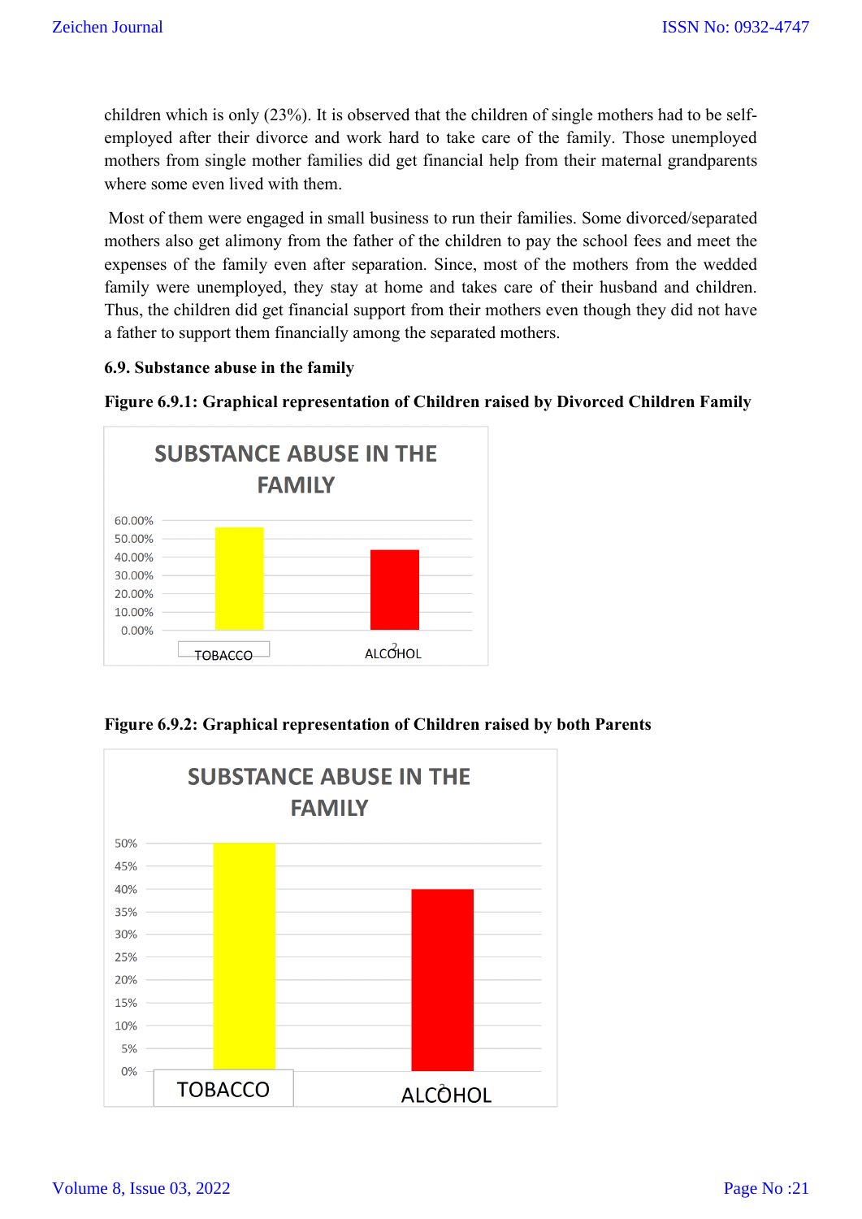children which is only (23%). It is observed that the children of single mothers had to be self-employed after their divorce and work hard to take care of the family. Those unemployed mothers from single mother families did get financial help from their maternal grandparents where some even lived with them.

Most of them were engaged in small business to run their families. Some divorced/separated mothers also get alimony from the father of the children to pay the school fees and meet the expenses of the family even after separation. Since, most of the mothers from the wedded family were unemployed, they stay at home and takes care of their husband and children. Thus, the children did get financial support from their mothers even though they did not have a father to support them financially among the separated mothers.

### 6.9. Substance abuse in the family

**Figure 6.9.1: Graphical representation of Children raised by Divorced Children Family**

SUBSTANCE ABUSE IN THE FAMILY

60.00%
50.00%
40.00%
30.00%
20.00%
10.00%
0.00%

TOBACCO ALCOHOL

**Figure 6.9.2: Graphical representation of Children raised by both Parents**

SUBSTANCE ABUSE IN THE FAMILY

50%
45%
40%
35%
30%
25%
20%
15%
10%
5%
0%

TOBACCO ALCOHOL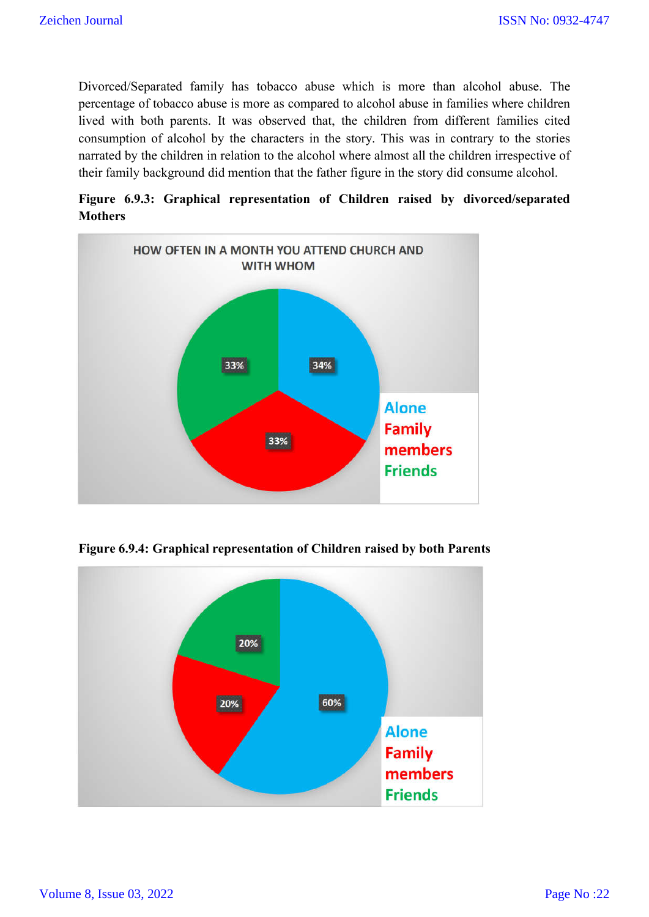Divorced/Separated family has tobacco abuse which is more than alcohol abuse. The percentage of tobacco abuse is more as compared to alcohol abuse in families where children lived with both parents. It was observed that, the children from different families cited consumption of alcohol by the characters in the story. This was in contrary to the stories narrated by the children in relation to the alcohol where almost all the children irrespective of their family background did mention that the father figure in the story did consume alcohol.

**Figure 6.9.3: Graphical representation of Children raised by divorced/separated Mothers**

HOW OFTEN IN A MONTH YOU ATTEND CHURCH AND WITH WHOM

| Category | Percentage |
|---|---|
| Alone | 34% |
| Family members | 33% |
| Friends | 33% |

**Figure 6.9.4: Graphical representation of Children raised by both Parents**

| Category | Percentage |
|---|---|
| Alone | 60% |
| Family members | 20% |
| Friends | 20% |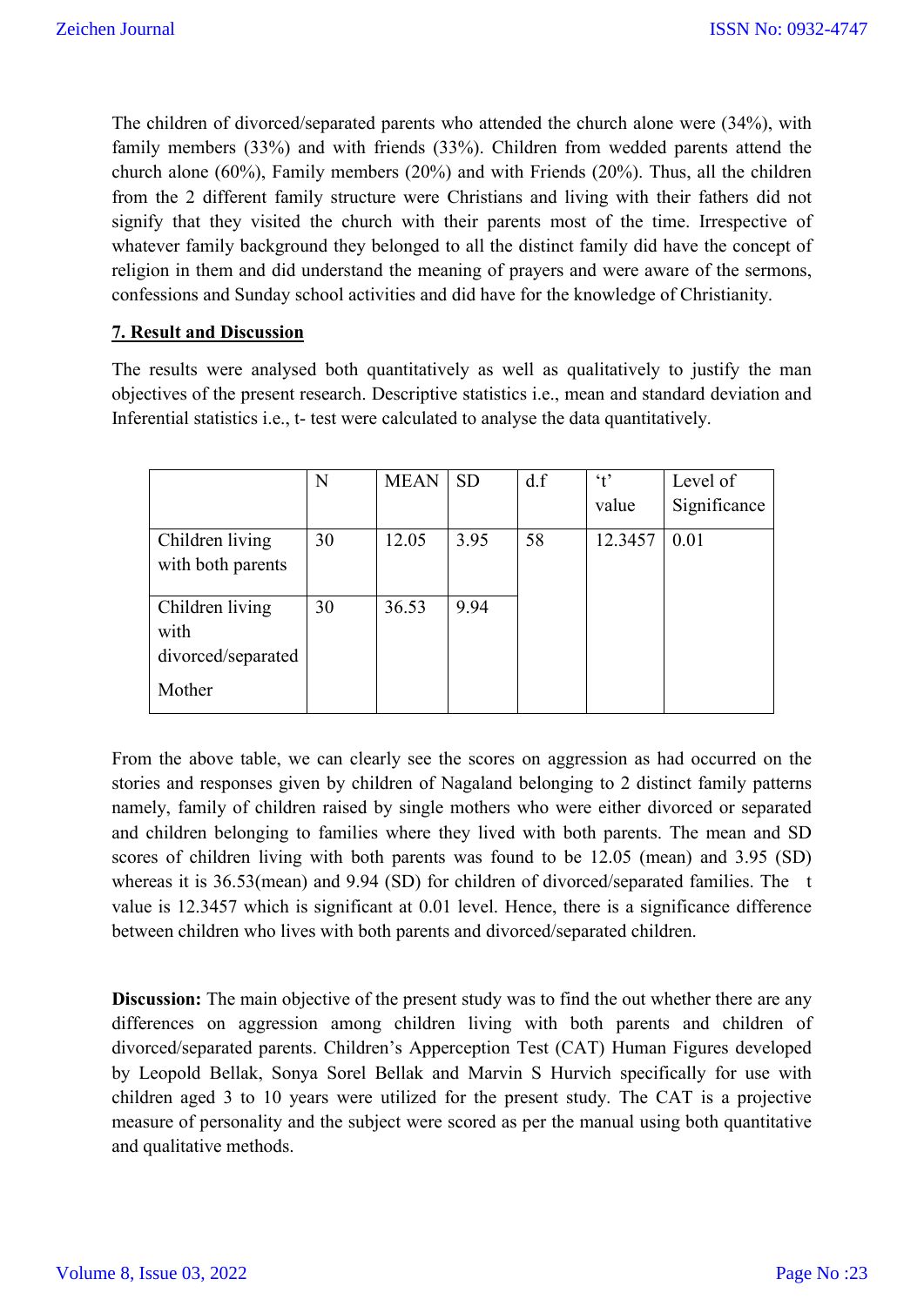The children of divorced/separated parents who attended the church alone were (34%), with family members (33%) and with friends (33%). Children from wedded parents attend the church alone (60%), Family members (20%) and with Friends (20%). Thus, all the children from the 2 different family structure were Christians and living with their fathers did not signify that they visited the church with their parents most of the time. Irrespective of whatever family background they belonged to all the distinct family did have the concept of religion in them and did understand the meaning of prayers and were aware of the sermons, confessions and Sunday school activities and did have for the knowledge of Christianity.

## 7. Result and Discussion

The results were analysed both quantitatively as well as qualitatively to justify the man objectives of the present research. Descriptive statistics i.e., mean and standard deviation and Inferential statistics i.e., t- test were calculated to analyse the data quantitatively.

| | N | MEAN | SD | d.f | 't' value | Level of Significance |
|---|---|---|---|---|---|---|
| Children living with both parents | 30 | 12.05 | 3.95 | 58 | 12.3457 | 0.01 |
| Children living with divorced/separated Mother | 30 | 36.53 | 9.94 | | | |

From the above table, we can clearly see the scores on aggression as had occurred on the stories and responses given by children of Nagaland belonging to 2 distinct family patterns namely, family of children raised by single mothers who were either divorced or separated and children belonging to families where they lived with both parents. The mean and SD scores of children living with both parents was found to be 12.05 (mean) and 3.95 (SD) whereas it is 36.53(mean) and 9.94 (SD) for children of divorced/separated families. The t value is 12.3457 which is significant at 0.01 level. Hence, there is a significance difference between children who lives with both parents and divorced/separated children.

**Discussion:** The main objective of the present study was to find the out whether there are any differences on aggression among children living with both parents and children of divorced/separated parents. Children's Apperception Test (CAT) Human Figures developed by Leopold Bellak, Sonya Sorel Bellak and Marvin S Hurvich specifically for use with children aged 3 to 10 years were utilized for the present study. The CAT is a projective measure of personality and the subject were scored as per the manual using both quantitative and qualitative methods.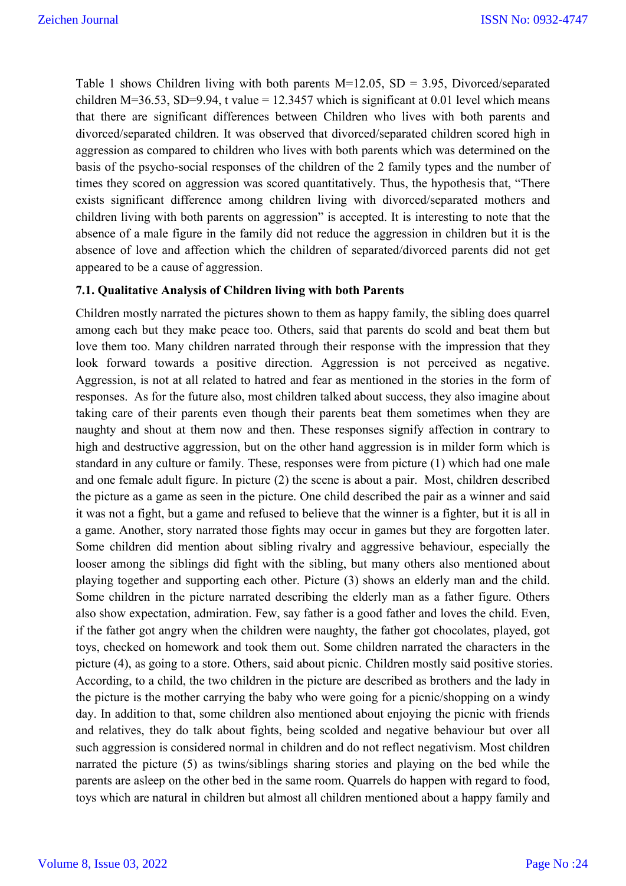Table 1 shows Children living with both parents M=12.05, SD = 3.95, Divorced/separated children M=36.53, SD=9.94, t value = 12.3457 which is significant at 0.01 level which means that there are significant differences between Children who lives with both parents and divorced/separated children. It was observed that divorced/separated children scored high in aggression as compared to children who lives with both parents which was determined on the basis of the psycho-social responses of the children of the 2 family types and the number of times they scored on aggression was scored quantitatively. Thus, the hypothesis that, "There exists significant difference among children living with divorced/separated mothers and children living with both parents on aggression" is accepted. It is interesting to note that the absence of a male figure in the family did not reduce the aggression in children but it is the absence of love and affection which the children of separated/divorced parents did not get appeared to be a cause of aggression.

### 7.1. Qualitative Analysis of Children living with both Parents

Children mostly narrated the pictures shown to them as happy family, the sibling does quarrel among each but they make peace too. Others, said that parents do scold and beat them but love them too. Many children narrated through their response with the impression that they look forward towards a positive direction. Aggression is not perceived as negative. Aggression, is not at all related to hatred and fear as mentioned in the stories in the form of responses. As for the future also, most children talked about success, they also imagine about taking care of their parents even though their parents beat them sometimes when they are naughty and shout at them now and then. These responses signify affection in contrary to high and destructive aggression, but on the other hand aggression is in milder form which is standard in any culture or family. These, responses were from picture (1) which had one male and one female adult figure. In picture (2) the scene is about a pair. Most, children described the picture as a game as seen in the picture. One child described the pair as a winner and said it was not a fight, but a game and refused to believe that the winner is a fighter, but it is all in a game. Another, story narrated those fights may occur in games but they are forgotten later. Some children did mention about sibling rivalry and aggressive behaviour, especially the looser among the siblings did fight with the sibling, but many others also mentioned about playing together and supporting each other. Picture (3) shows an elderly man and the child. Some children in the picture narrated describing the elderly man as a father figure. Others also show expectation, admiration. Few, say father is a good father and loves the child. Even, if the father got angry when the children were naughty, the father got chocolates, played, got toys, checked on homework and took them out. Some children narrated the characters in the picture (4), as going to a store. Others, said about picnic. Children mostly said positive stories. According, to a child, the two children in the picture are described as brothers and the lady in the picture is the mother carrying the baby who were going for a picnic/shopping on a windy day. In addition to that, some children also mentioned about enjoying the picnic with friends and relatives, they do talk about fights, being scolded and negative behaviour but over all such aggression is considered normal in children and do not reflect negativism. Most children narrated the picture (5) as twins/siblings sharing stories and playing on the bed while the parents are asleep on the other bed in the same room. Quarrels do happen with regard to food, toys which are natural in children but almost all children mentioned about a happy family and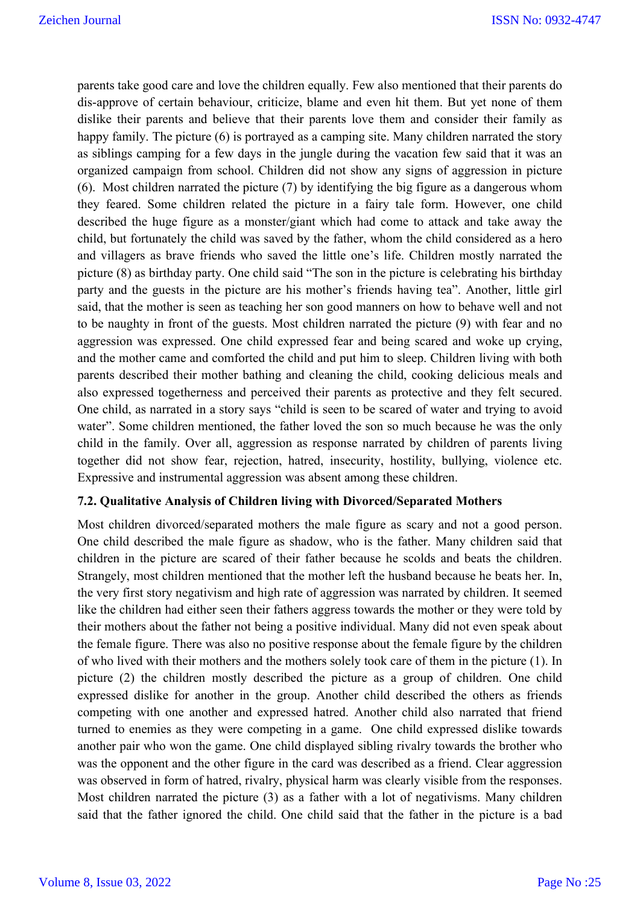parents take good care and love the children equally. Few also mentioned that their parents do dis-approve of certain behaviour, criticize, blame and even hit them. But yet none of them dislike their parents and believe that their parents love them and consider their family as happy family. The picture (6) is portrayed as a camping site. Many children narrated the story as siblings camping for a few days in the jungle during the vacation few said that it was an organized campaign from school. Children did not show any signs of aggression in picture (6). Most children narrated the picture (7) by identifying the big figure as a dangerous whom they feared. Some children related the picture in a fairy tale form. However, one child described the huge figure as a monster/giant which had come to attack and take away the child, but fortunately the child was saved by the father, whom the child considered as a hero and villagers as brave friends who saved the little one's life. Children mostly narrated the picture (8) as birthday party. One child said "The son in the picture is celebrating his birthday party and the guests in the picture are his mother's friends having tea". Another, little girl said, that the mother is seen as teaching her son good manners on how to behave well and not to be naughty in front of the guests. Most children narrated the picture (9) with fear and no aggression was expressed. One child expressed fear and being scared and woke up crying, and the mother came and comforted the child and put him to sleep. Children living with both parents described their mother bathing and cleaning the child, cooking delicious meals and also expressed togetherness and perceived their parents as protective and they felt secured. One child, as narrated in a story says "child is seen to be scared of water and trying to avoid water". Some children mentioned, the father loved the son so much because he was the only child in the family. Over all, aggression as response narrated by children of parents living together did not show fear, rejection, hatred, insecurity, hostility, bullying, violence etc. Expressive and instrumental aggression was absent among these children.

### 7.2. Qualitative Analysis of Children living with Divorced/Separated Mothers

Most children divorced/separated mothers the male figure as scary and not a good person. One child described the male figure as shadow, who is the father. Many children said that children in the picture are scared of their father because he scolds and beats the children. Strangely, most children mentioned that the mother left the husband because he beats her. In, the very first story negativism and high rate of aggression was narrated by children. It seemed like the children had either seen their fathers aggress towards the mother or they were told by their mothers about the father not being a positive individual. Many did not even speak about the female figure. There was also no positive response about the female figure by the children of who lived with their mothers and the mothers solely took care of them in the picture (1). In picture (2) the children mostly described the picture as a group of children. One child expressed dislike for another in the group. Another child described the others as friends competing with one another and expressed hatred. Another child also narrated that friend turned to enemies as they were competing in a game. One child expressed dislike towards another pair who won the game. One child displayed sibling rivalry towards the brother who was the opponent and the other figure in the card was described as a friend. Clear aggression was observed in form of hatred, rivalry, physical harm was clearly visible from the responses. Most children narrated the picture (3) as a father with a lot of negativisms. Many children said that the father ignored the child. One child said that the father in the picture is a bad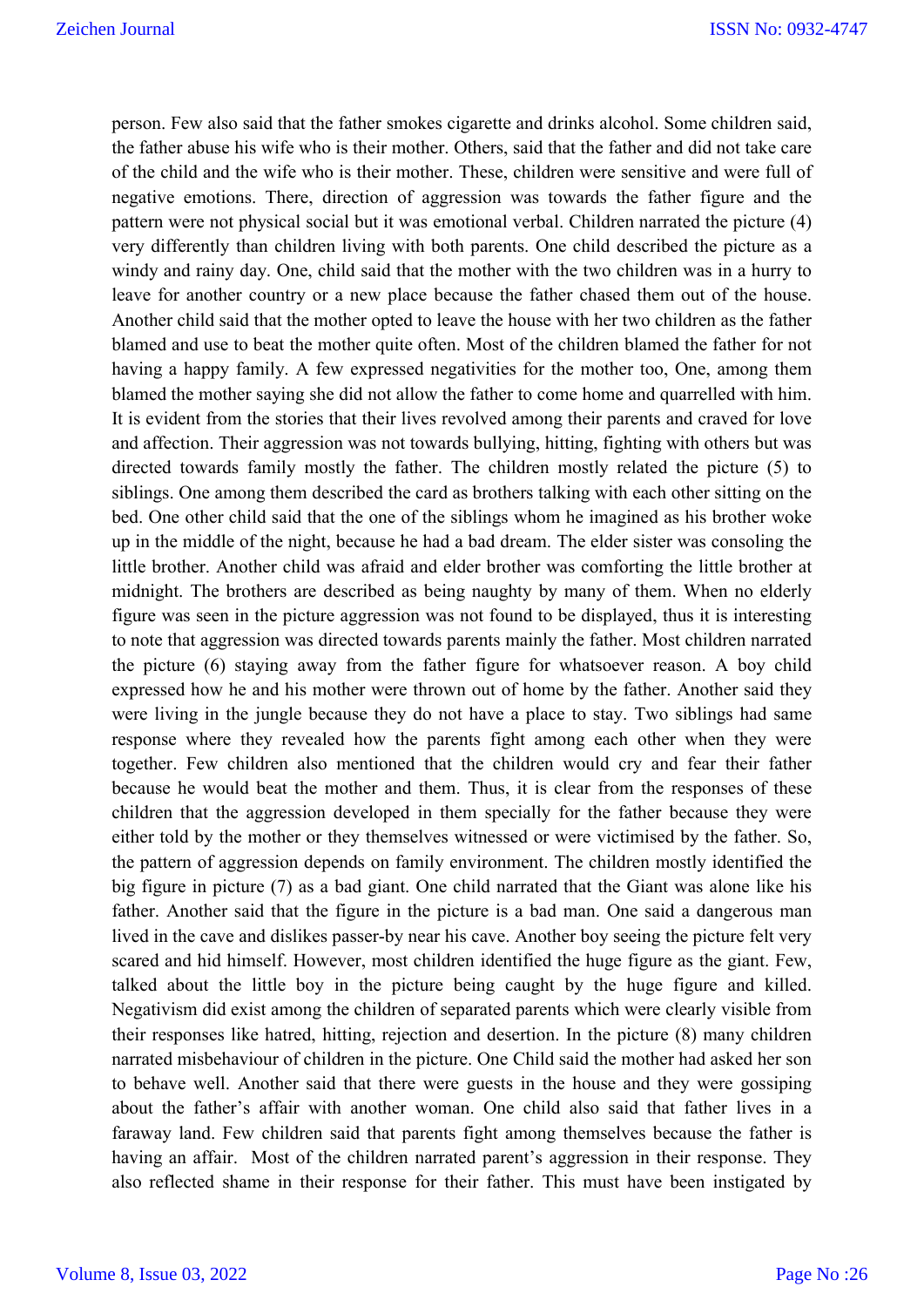person. Few also said that the father smokes cigarette and drinks alcohol. Some children said, the father abuse his wife who is their mother. Others, said that the father and did not take care of the child and the wife who is their mother. These, children were sensitive and were full of negative emotions. There, direction of aggression was towards the father figure and the pattern were not physical social but it was emotional verbal. Children narrated the picture (4) very differently than children living with both parents. One child described the picture as a windy and rainy day. One, child said that the mother with the two children was in a hurry to leave for another country or a new place because the father chased them out of the house. Another child said that the mother opted to leave the house with her two children as the father blamed and use to beat the mother quite often. Most of the children blamed the father for not having a happy family. A few expressed negativities for the mother too, One, among them blamed the mother saying she did not allow the father to come home and quarrelled with him. It is evident from the stories that their lives revolved among their parents and craved for love and affection. Their aggression was not towards bullying, hitting, fighting with others but was directed towards family mostly the father. The children mostly related the picture (5) to siblings. One among them described the card as brothers talking with each other sitting on the bed. One other child said that the one of the siblings whom he imagined as his brother woke up in the middle of the night, because he had a bad dream. The elder sister was consoling the little brother. Another child was afraid and elder brother was comforting the little brother at midnight. The brothers are described as being naughty by many of them. When no elderly figure was seen in the picture aggression was not found to be displayed, thus it is interesting to note that aggression was directed towards parents mainly the father. Most children narrated the picture (6) staying away from the father figure for whatsoever reason. A boy child expressed how he and his mother were thrown out of home by the father. Another said they were living in the jungle because they do not have a place to stay. Two siblings had same response where they revealed how the parents fight among each other when they were together. Few children also mentioned that the children would cry and fear their father because he would beat the mother and them. Thus, it is clear from the responses of these children that the aggression developed in them specially for the father because they were either told by the mother or they themselves witnessed or were victimised by the father. So, the pattern of aggression depends on family environment. The children mostly identified the big figure in picture (7) as a bad giant. One child narrated that the Giant was alone like his father. Another said that the figure in the picture is a bad man. One said a dangerous man lived in the cave and dislikes passer-by near his cave. Another boy seeing the picture felt very scared and hid himself. However, most children identified the huge figure as the giant. Few, talked about the little boy in the picture being caught by the huge figure and killed. Negativism did exist among the children of separated parents which were clearly visible from their responses like hatred, hitting, rejection and desertion. In the picture (8) many children narrated misbehaviour of children in the picture. One Child said the mother had asked her son to behave well. Another said that there were guests in the house and they were gossiping about the father's affair with another woman. One child also said that father lives in a faraway land. Few children said that parents fight among themselves because the father is having an affair. Most of the children narrated parent's aggression in their response. They also reflected shame in their response for their father. This must have been instigated by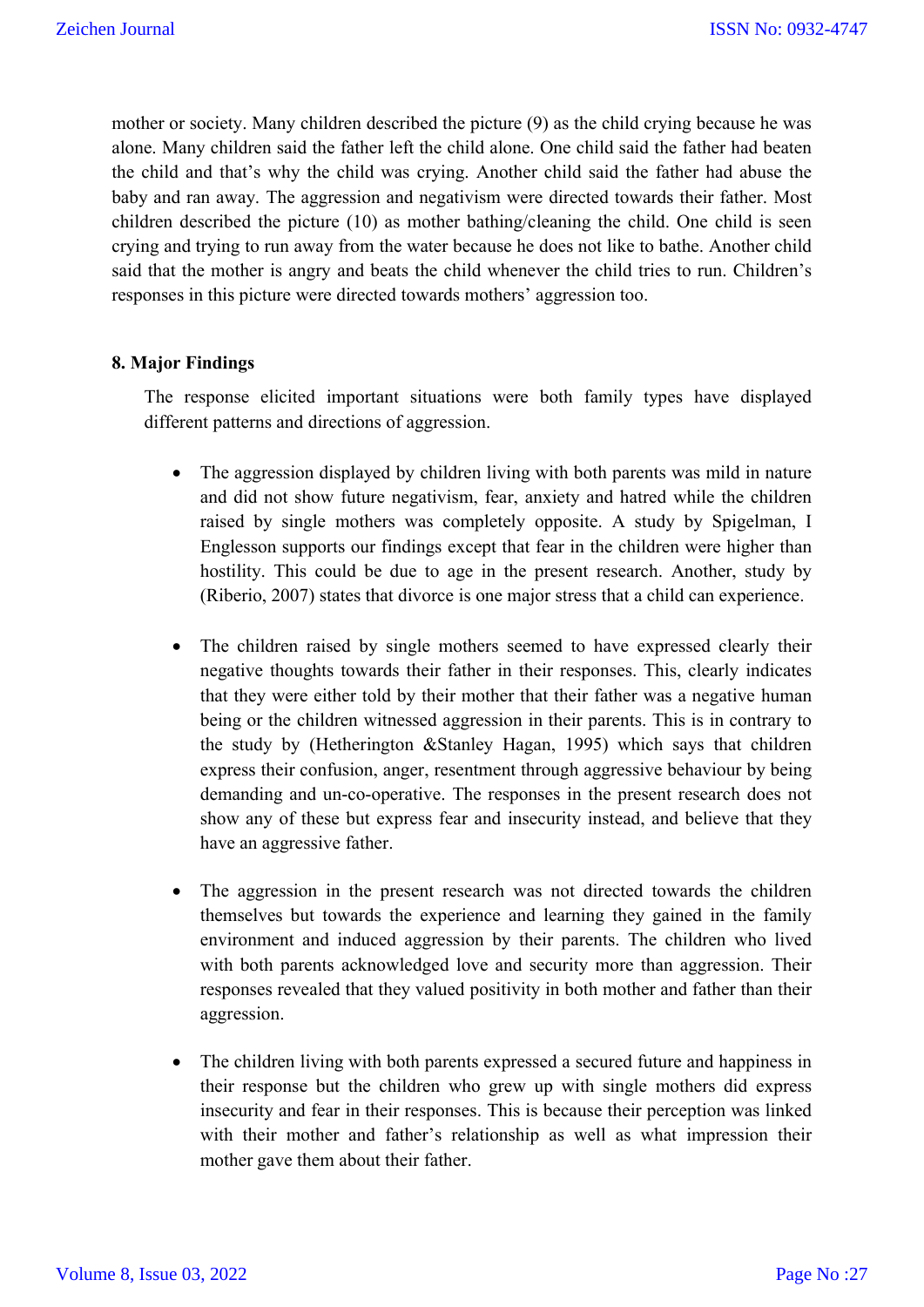mother or society. Many children described the picture (9) as the child crying because he was alone. Many children said the father left the child alone. One child said the father had beaten the child and that's why the child was crying. Another child said the father had abuse the baby and ran away. The aggression and negativism were directed towards their father. Most children described the picture (10) as mother bathing/cleaning the child. One child is seen crying and trying to run away from the water because he does not like to bathe. Another child said that the mother is angry and beats the child whenever the child tries to run. Children's responses in this picture were directed towards mothers' aggression too.

## 8. Major Findings

The response elicited important situations were both family types have displayed different patterns and directions of aggression.

- The aggression displayed by children living with both parents was mild in nature and did not show future negativism, fear, anxiety and hatred while the children raised by single mothers was completely opposite. A study by Spigelman, I Englesson supports our findings except that fear in the children were higher than hostility. This could be due to age in the present research. Another, study by (Riberio, 2007) states that divorce is one major stress that a child can experience.

- The children raised by single mothers seemed to have expressed clearly their negative thoughts towards their father in their responses. This, clearly indicates that they were either told by their mother that their father was a negative human being or the children witnessed aggression in their parents. This is in contrary to the study by (Hetherington &Stanley Hagan, 1995) which says that children express their confusion, anger, resentment through aggressive behaviour by being demanding and un-co-operative. The responses in the present research does not show any of these but express fear and insecurity instead, and believe that they have an aggressive father.

- The aggression in the present research was not directed towards the children themselves but towards the experience and learning they gained in the family environment and induced aggression by their parents. The children who lived with both parents acknowledged love and security more than aggression. Their responses revealed that they valued positivity in both mother and father than their aggression.

- The children living with both parents expressed a secured future and happiness in their response but the children who grew up with single mothers did express insecurity and fear in their responses. This is because their perception was linked with their mother and father's relationship as well as what impression their mother gave them about their father.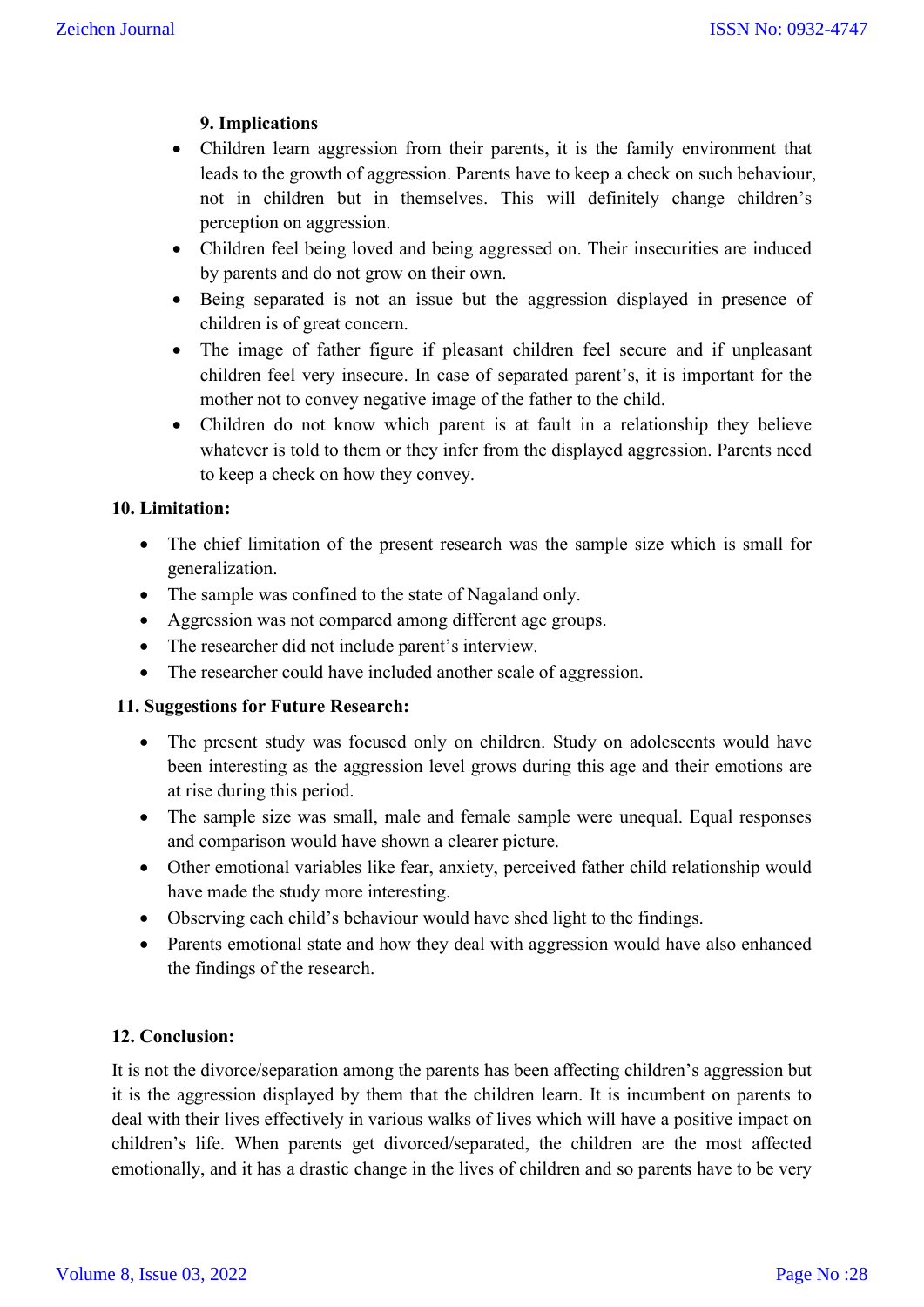### 9. Implications

- Children learn aggression from their parents, it is the family environment that leads to the growth of aggression. Parents have to keep a check on such behaviour, not in children but in themselves. This will definitely change children's perception on aggression.
- Children feel being loved and being aggressed on. Their insecurities are induced by parents and do not grow on their own.
- Being separated is not an issue but the aggression displayed in presence of children is of great concern.
- The image of father figure if pleasant children feel secure and if unpleasant children feel very insecure. In case of separated parent's, it is important for the mother not to convey negative image of the father to the child.
- Children do not know which parent is at fault in a relationship they believe whatever is told to them or they infer from the displayed aggression. Parents need to keep a check on how they convey.

### 10. Limitation:

- The chief limitation of the present research was the sample size which is small for generalization.
- The sample was confined to the state of Nagaland only.
- Aggression was not compared among different age groups.
- The researcher did not include parent's interview.
- The researcher could have included another scale of aggression.

### 11. Suggestions for Future Research:

- The present study was focused only on children. Study on adolescents would have been interesting as the aggression level grows during this age and their emotions are at rise during this period.
- The sample size was small, male and female sample were unequal. Equal responses and comparison would have shown a clearer picture.
- Other emotional variables like fear, anxiety, perceived father child relationship would have made the study more interesting.
- Observing each child's behaviour would have shed light to the findings.
- Parents emotional state and how they deal with aggression would have also enhanced the findings of the research.

### 12. Conclusion:

It is not the divorce/separation among the parents has been affecting children's aggression but it is the aggression displayed by them that the children learn. It is incumbent on parents to deal with their lives effectively in various walks of lives which will have a positive impact on children's life. When parents get divorced/separated, the children are the most affected emotionally, and it has a drastic change in the lives of children and so parents have to be very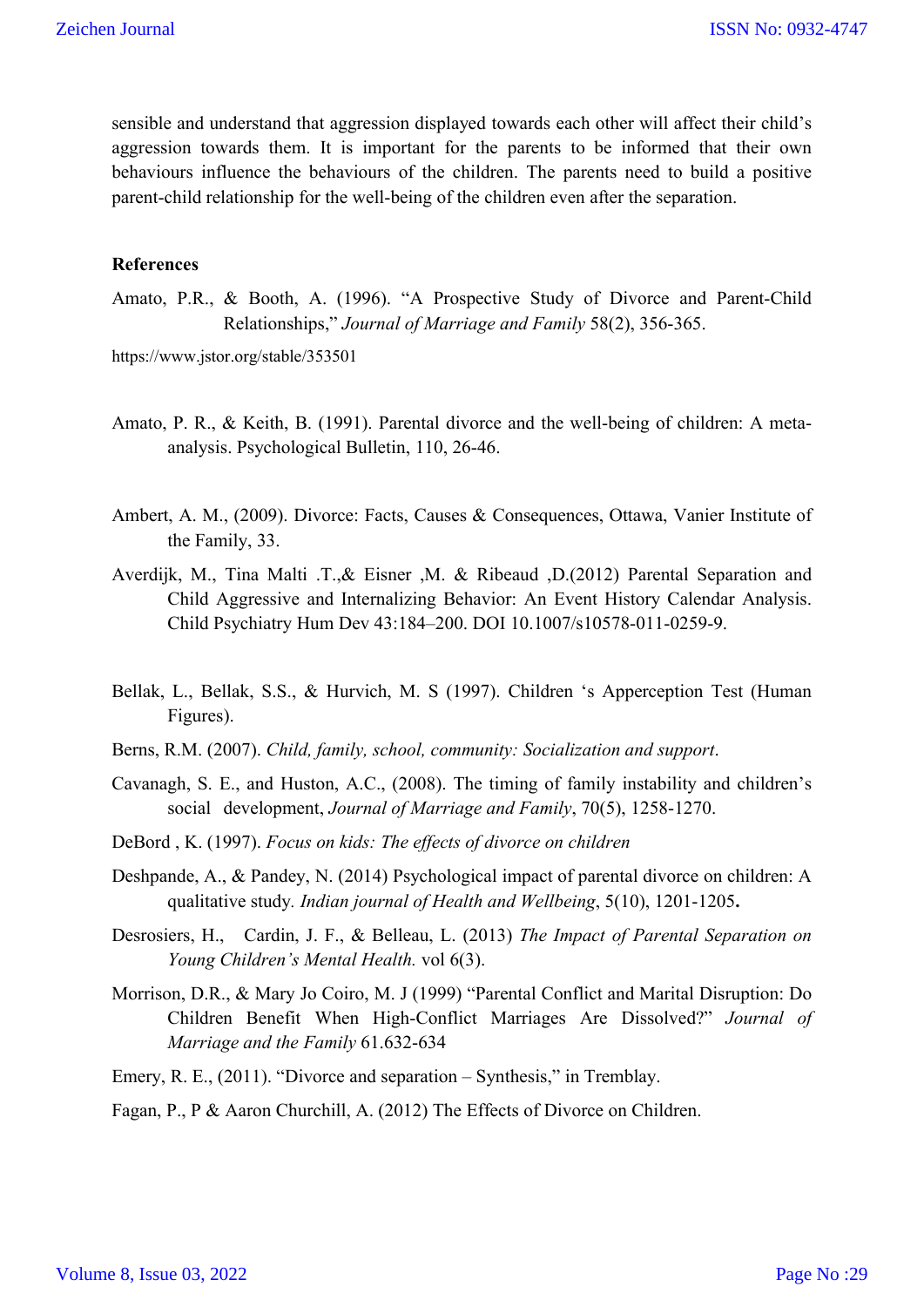sensible and understand that aggression displayed towards each other will affect their child's aggression towards them. It is important for the parents to be informed that their own behaviours influence the behaviours of the children. The parents need to build a positive parent-child relationship for the well-being of the children even after the separation.

**References**

Amato, P.R., & Booth, A. (1996). "A Prospective Study of Divorce and Parent-Child Relationships," *Journal of Marriage and Family* 58(2), 356-365.

https://www.jstor.org/stable/353501

Amato, P. R., & Keith, B. (1991). Parental divorce and the well-being of children: A meta-analysis. Psychological Bulletin, 110, 26-46.

Ambert, A. M., (2009). Divorce: Facts, Causes & Consequences, Ottawa, Vanier Institute of the Family, 33.

Averdijk, M., Tina Malti .T.,& Eisner ,M. & Ribeaud ,D.(2012) Parental Separation and Child Aggressive and Internalizing Behavior: An Event History Calendar Analysis. Child Psychiatry Hum Dev 43:184–200. DOI 10.1007/s10578-011-0259-9.

Bellak, L., Bellak, S.S., & Hurvich, M. S (1997). Children 's Apperception Test (Human Figures).

Berns, R.M. (2007). *Child, family, school, community: Socialization and support*.

Cavanagh, S. E., and Huston, A.C., (2008). The timing of family instability and children's social development, *Journal of Marriage and Family*, 70(5), 1258-1270.

DeBord , K. (1997). *Focus on kids: The effects of divorce on children*

Deshpande, A., & Pandey, N. (2014) Psychological impact of parental divorce on children: A qualitative study. *Indian journal of Health and Wellbeing*, 5(10), 1201-1205**.**

Desrosiers, H., Cardin, J. F., & Belleau, L. (2013) *The Impact of Parental Separation on Young Children's Mental Health.* vol 6(3).

Morrison, D.R., & Mary Jo Coiro, M. J (1999) "Parental Conflict and Marital Disruption: Do Children Benefit When High-Conflict Marriages Are Dissolved?" *Journal of Marriage and the Family* 61.632-634

Emery, R. E., (2011). "Divorce and separation – Synthesis," in Tremblay.

Fagan, P., P & Aaron Churchill, A. (2012) The Effects of Divorce on Children.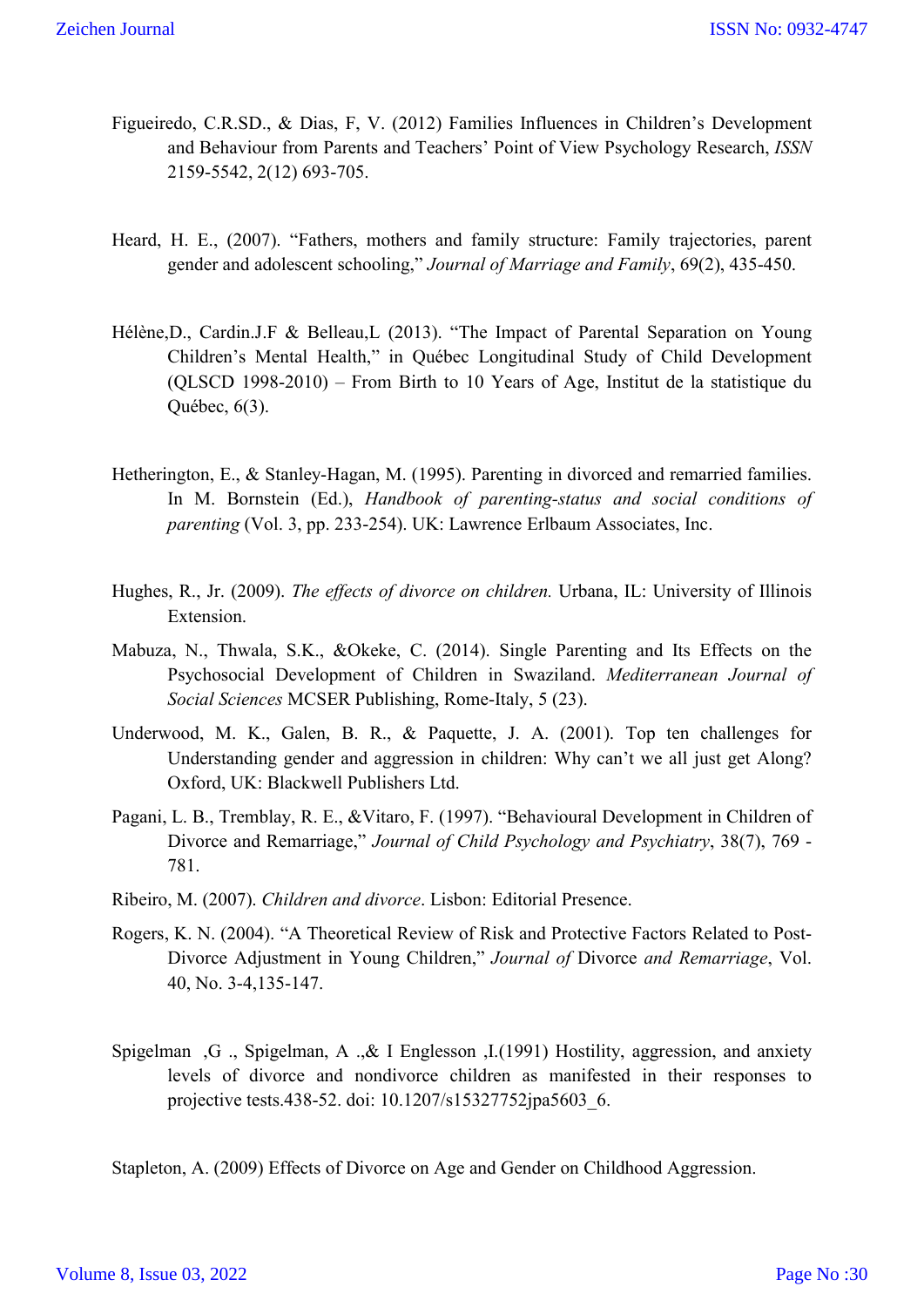Figueiredo, C.R.SD., & Dias, F, V. (2012) Families Influences in Children's Development and Behaviour from Parents and Teachers' Point of View Psychology Research, *ISSN* 2159-5542, 2(12) 693-705.

Heard, H. E., (2007). "Fathers, mothers and family structure: Family trajectories, parent gender and adolescent schooling," *Journal of Marriage and Family*, 69(2), 435-450.

Hélène,D., Cardin.J.F & Belleau,L (2013). "The Impact of Parental Separation on Young Children's Mental Health," in Québec Longitudinal Study of Child Development (QLSCD 1998-2010) – From Birth to 10 Years of Age, Institut de la statistique du Québec, 6(3).

Hetherington, E., & Stanley-Hagan, M. (1995). Parenting in divorced and remarried families. In M. Bornstein (Ed.), *Handbook of parenting-status and social conditions of parenting* (Vol. 3, pp. 233-254). UK: Lawrence Erlbaum Associates, Inc.

Hughes, R., Jr. (2009). *The effects of divorce on children.* Urbana, IL: University of Illinois Extension.

Mabuza, N., Thwala, S.K., &Okeke, C. (2014). Single Parenting and Its Effects on the Psychosocial Development of Children in Swaziland. *Mediterranean Journal of Social Sciences* MCSER Publishing, Rome-Italy, 5 (23).

Underwood, M. K., Galen, B. R., & Paquette, J. A. (2001). Top ten challenges for Understanding gender and aggression in children: Why can't we all just get Along? Oxford, UK: Blackwell Publishers Ltd.

Pagani, L. B., Tremblay, R. E., &Vitaro, F. (1997). "Behavioural Development in Children of Divorce and Remarriage," *Journal of Child Psychology and Psychiatry*, 38(7), 769 - 781.

Ribeiro, M. (2007). *Children and divorce*. Lisbon: Editorial Presence.

Rogers, K. N. (2004). "A Theoretical Review of Risk and Protective Factors Related to Post-Divorce Adjustment in Young Children," *Journal of* Divorce *and Remarriage*, Vol. 40, No. 3-4,135-147.

Spigelman ,G ., Spigelman, A .,& I Englesson ,I.(1991) Hostility, aggression, and anxiety levels of divorce and nondivorce children as manifested in their responses to projective tests.438-52. doi: 10.1207/s15327752jpa5603_6.

Stapleton, A. (2009) Effects of Divorce on Age and Gender on Childhood Aggression.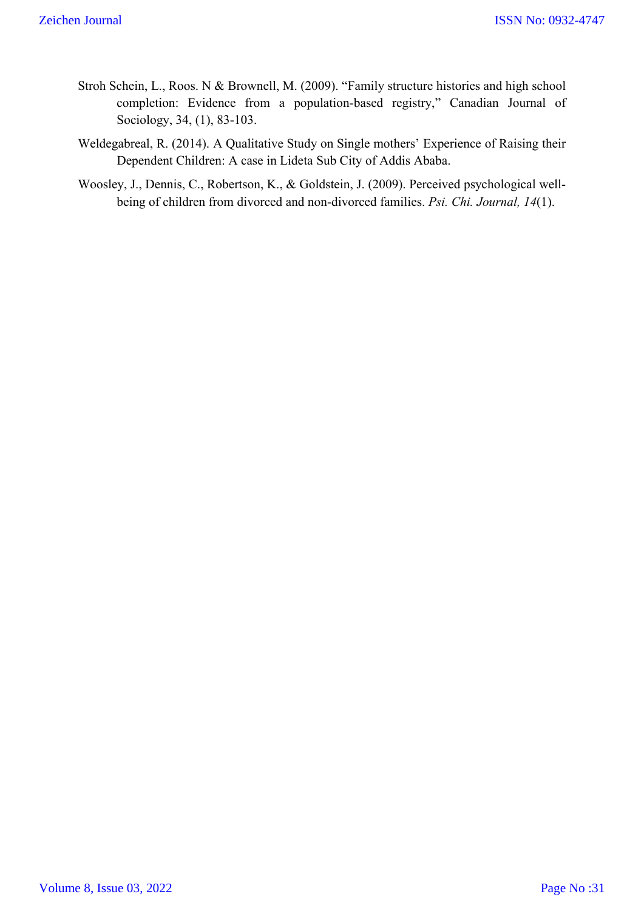Stroh Schein, L., Roos. N & Brownell, M. (2009). "Family structure histories and high school completion: Evidence from a population-based registry," Canadian Journal of Sociology, 34, (1), 83-103.

Weldegabreal, R. (2014). A Qualitative Study on Single mothers' Experience of Raising their Dependent Children: A case in Lideta Sub City of Addis Ababa.

Woosley, J., Dennis, C., Robertson, K., & Goldstein, J. (2009). Perceived psychological well-being of children from divorced and non-divorced families. *Psi. Chi. Journal, 14*(1).